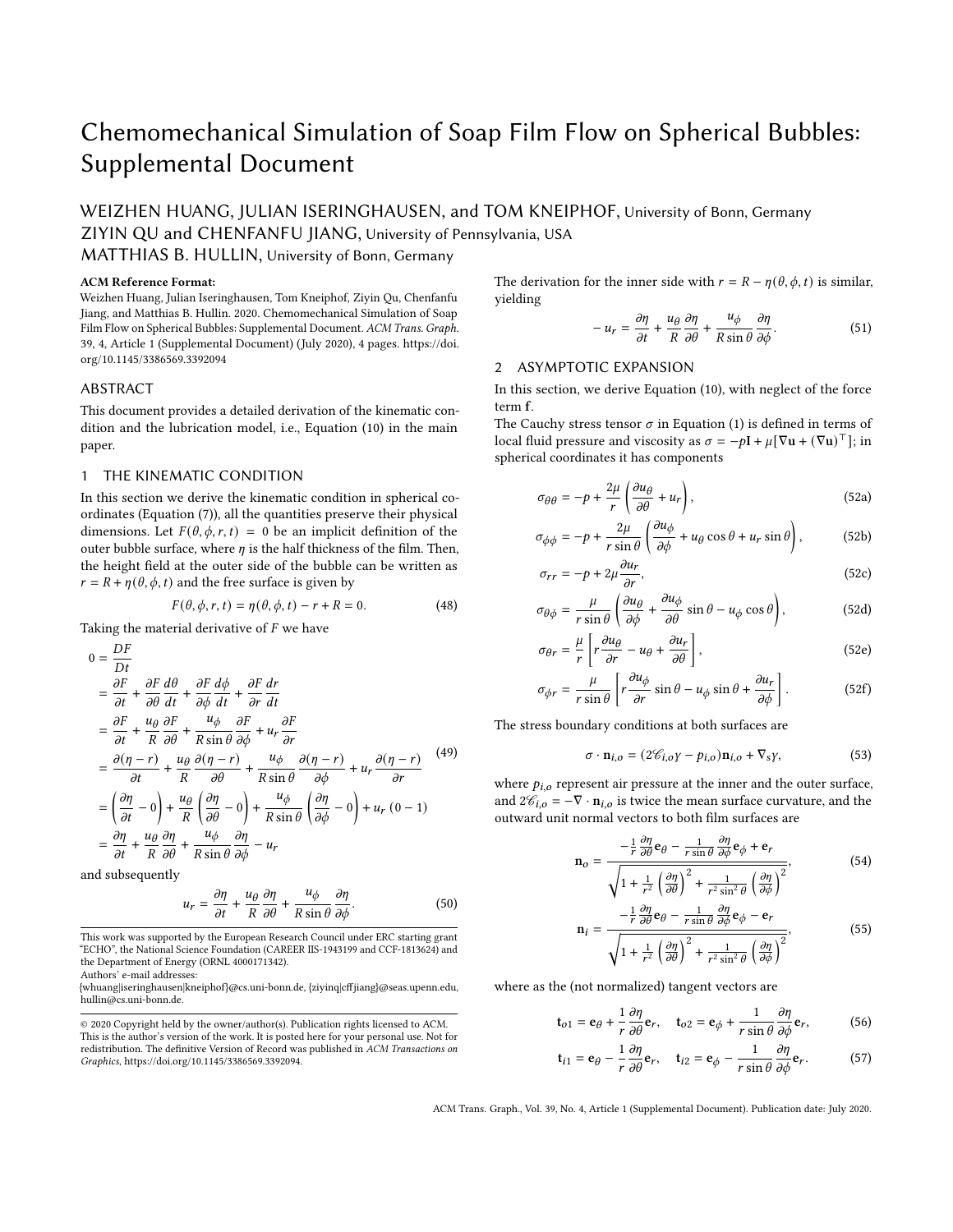# Chemomechanical Simulation of Soap Film Flow on Spherical Bubbles: Supplemental Document

WEIZHEN HUANG, JULIAN ISERINGHAUSEN, and TOM KNEIPHOF, University of Bonn, Germany
ZIYIN QU and CHENFANFU JIANG, University of Pennsylvania, USA
MATTHIAS B. HULLIN, University of Bonn, Germany

**ACM Reference Format:**
Weizhen Huang, Julian Iseringhausen, Tom Kneiphof, Ziyin Qu, Chenfanfu Jiang, and Matthias B. Hullin. 2020. Chemomechanical Simulation of Soap Film Flow on Spherical Bubbles: Supplemental Document. *ACM Trans. Graph.* 39, 4, Article 1 (Supplemental Document) (July 2020), 4 pages. https://doi.org/10.1145/3386569.3392094

## ABSTRACT

This document provides a detailed derivation of the kinematic condition and the lubrication model, i.e., Equation (10) in the main paper.

## 1 THE KINEMATIC CONDITION

In this section we derive the kinematic condition in spherical coordinates (Equation (7)), all the quantities preserve their physical dimensions. Let $F(\theta, \phi, r, t) = 0$ be an implicit definition of the outer bubble surface, where $\eta$ is the half thickness of the film. Then, the height field at the outer side of the bubble can be written as $r = R + \eta(\theta, \phi, t)$ and the free surface is given by

$$F(\theta, \phi, r, t) = \eta(\theta, \phi, t) - r + R = 0. \tag{48}$$

Taking the material derivative of $F$ we have

$$\begin{aligned}
0 &= \frac{DF}{Dt} \\
&= \frac{\partial F}{\partial t} + \frac{\partial F}{\partial \theta}\frac{d\theta}{dt} + \frac{\partial F}{\partial \phi}\frac{d\phi}{dt} + \frac{\partial F}{\partial r}\frac{dr}{dt} \\
&= \frac{\partial F}{\partial t} + \frac{u_\theta}{R}\frac{\partial F}{\partial \theta} + \frac{u_\phi}{R\sin\theta}\frac{\partial F}{\partial \phi} + u_r\frac{\partial F}{\partial r} \\
&= \frac{\partial(\eta - r)}{\partial t} + \frac{u_\theta}{R}\frac{\partial(\eta - r)}{\partial \theta} + \frac{u_\phi}{R\sin\theta}\frac{\partial(\eta - r)}{\partial \phi} + u_r\frac{\partial(\eta - r)}{\partial r} \\
&= \left(\frac{\partial \eta}{\partial t} - 0\right) + \frac{u_\theta}{R}\left(\frac{\partial \eta}{\partial \theta} - 0\right) + \frac{u_\phi}{R\sin\theta}\left(\frac{\partial \eta}{\partial \phi} - 0\right) + u_r\,(0 - 1) \\
&= \frac{\partial \eta}{\partial t} + \frac{u_\theta}{R}\frac{\partial \eta}{\partial \theta} + \frac{u_\phi}{R\sin\theta}\frac{\partial \eta}{\partial \phi} - u_r
\end{aligned} \tag{49}$$

and subsequently

$$u_r = \frac{\partial \eta}{\partial t} + \frac{u_\theta}{R}\frac{\partial \eta}{\partial \theta} + \frac{u_\phi}{R\sin\theta}\frac{\partial \eta}{\partial \phi}. \tag{50}$$

The derivation for the inner side with $r = R - \eta(\theta, \phi, t)$ is similar, yielding

$$-u_r = \frac{\partial \eta}{\partial t} + \frac{u_\theta}{R}\frac{\partial \eta}{\partial \theta} + \frac{u_\phi}{R\sin\theta}\frac{\partial \eta}{\partial \phi}. \tag{51}$$

## 2 ASYMPTOTIC EXPANSION

In this section, we derive Equation (10), with neglect of the force term $\mathbf{f}$.

The Cauchy stress tensor $\sigma$ in Equation (1) is defined in terms of local fluid pressure and viscosity as $\sigma = -p\mathbf{I} + \mu[\nabla\mathbf{u} + (\nabla\mathbf{u})^\top]$; in spherical coordinates it has components

$$\sigma_{\theta\theta} = -p + \frac{2\mu}{r}\left(\frac{\partial u_\theta}{\partial \theta} + u_r\right), \tag{52a}$$

$$\sigma_{\phi\phi} = -p + \frac{2\mu}{r\sin\theta}\left(\frac{\partial u_\phi}{\partial \phi} + u_\theta\cos\theta + u_r\sin\theta\right), \tag{52b}$$

$$\sigma_{rr} = -p + 2\mu\frac{\partial u_r}{\partial r}, \tag{52c}$$

$$\sigma_{\theta\phi} = \frac{\mu}{r\sin\theta}\left(\frac{\partial u_\theta}{\partial \phi} + \frac{\partial u_\phi}{\partial \theta}\sin\theta - u_\phi\cos\theta\right), \tag{52d}$$

$$\sigma_{\theta r} = \frac{\mu}{r}\left[r\frac{\partial u_\theta}{\partial r} - u_\theta + \frac{\partial u_r}{\partial \theta}\right], \tag{52e}$$

$$\sigma_{\phi r} = \frac{\mu}{r\sin\theta}\left[r\frac{\partial u_\phi}{\partial r}\sin\theta - u_\phi\sin\theta + \frac{\partial u_r}{\partial \phi}\right]. \tag{52f}$$

The stress boundary conditions at both surfaces are

$$\sigma \cdot \mathbf{n}_{i,o} = (2\mathscr{C}_{i,o}\gamma - p_{i,o})\mathbf{n}_{i,o} + \nabla_s\gamma, \tag{53}$$

where $p_{i,o}$ represent air pressure at the inner and the outer surface, and $2\mathscr{C}_{i,o} = -\nabla \cdot \mathbf{n}_{i,o}$ is twice the mean surface curvature, and the outward unit normal vectors to both film surfaces are

$$\mathbf{n}_o = \frac{-\frac{1}{r}\frac{\partial \eta}{\partial \theta}\mathbf{e}_\theta - \frac{1}{r\sin\theta}\frac{\partial \eta}{\partial \phi}\mathbf{e}_\phi + \mathbf{e}_r}{\sqrt{1 + \frac{1}{r^2}\left(\frac{\partial \eta}{\partial \theta}\right)^2 + \frac{1}{r^2\sin^2\theta}\left(\frac{\partial \eta}{\partial \phi}\right)^2}}, \tag{54}$$

$$\mathbf{n}_i = \frac{-\frac{1}{r}\frac{\partial \eta}{\partial \theta}\mathbf{e}_\theta - \frac{1}{r\sin\theta}\frac{\partial \eta}{\partial \phi}\mathbf{e}_\phi - \mathbf{e}_r}{\sqrt{1 + \frac{1}{r^2}\left(\frac{\partial \eta}{\partial \theta}\right)^2 + \frac{1}{r^2\sin^2\theta}\left(\frac{\partial \eta}{\partial \phi}\right)^2}}, \tag{55}$$

where as the (not normalized) tangent vectors are

$$\mathbf{t}_{o1} = \mathbf{e}_\theta + \frac{1}{r}\frac{\partial \eta}{\partial \theta}\mathbf{e}_r, \quad \mathbf{t}_{o2} = \mathbf{e}_\phi + \frac{1}{r\sin\theta}\frac{\partial \eta}{\partial \phi}\mathbf{e}_r, \tag{56}$$

$$\mathbf{t}_{i1} = \mathbf{e}_\theta - \frac{1}{r}\frac{\partial \eta}{\partial \theta}\mathbf{e}_r, \quad \mathbf{t}_{i2} = \mathbf{e}_\phi - \frac{1}{r\sin\theta}\frac{\partial \eta}{\partial \phi}\mathbf{e}_r. \tag{57}$$

---

This work was supported by the European Research Council under ERC starting grant "ECHO", the National Science Foundation (CAREER IIS-1943199 and CCF-1813624) and the Department of Energy (ORNL 4000171342).
Authors' e-mail addresses:
{whuang|iseringhausen|kneiphof}@cs.uni-bonn.de, {ziyinq|cffjiang}@seas.upenn.edu, hullin@cs.uni-bonn.de.

© 2020 Copyright held by the owner/author(s). Publication rights licensed to ACM. This is the author's version of the work. It is posted here for your personal use. Not for redistribution. The definitive Version of Record was published in *ACM Transactions on Graphics*, https://doi.org/10.1145/3386569.3392094.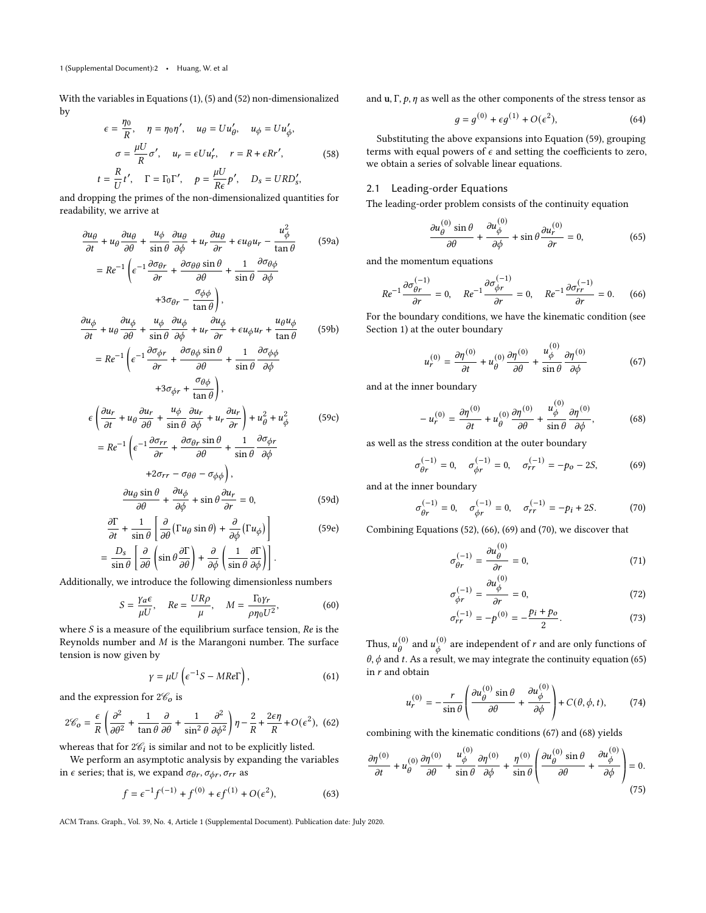With the variables in Equations (1), (5) and (52) non-dimensionalized by

$$
\begin{aligned}
\epsilon &= \frac{\eta_0}{R}, \quad \eta = \eta_0 \eta', \quad u_\theta = U u_\theta', \quad u_\phi = U u_\phi', \\
\sigma &= \frac{\mu U}{R}\sigma', \quad u_r = \epsilon U u_r', \quad r = R + \epsilon R r', \\
t &= \frac{R}{U} t', \quad \Gamma = \Gamma_0 \Gamma', \quad p = \frac{\mu U}{R\epsilon} p', \quad D_s = U R D_s',
\end{aligned}
\tag{58}
$$

and dropping the primes of the non-dimensionalized quantities for readability, we arrive at

$$
\begin{aligned}
&\frac{\partial u_\theta}{\partial t} + u_\theta \frac{\partial u_\theta}{\partial \theta} + \frac{u_\phi}{\sin\theta}\frac{\partial u_\theta}{\partial \phi} + u_r \frac{\partial u_\theta}{\partial r} + \epsilon u_\theta u_r - \frac{u_\phi^2}{\tan\theta} \\
&= Re^{-1}\left(\epsilon^{-1}\frac{\partial \sigma_{\theta r}}{\partial r} + \frac{\partial \sigma_{\theta\theta}\sin\theta}{\partial \theta} + \frac{1}{\sin\theta}\frac{\partial \sigma_{\theta\phi}}{\partial \phi} \right. \\
&\qquad \left. + 3\sigma_{\theta r} - \frac{\sigma_{\phi\phi}}{\tan\theta}\right),
\end{aligned}
\tag{59a}
$$

$$
\begin{aligned}
&\frac{\partial u_\phi}{\partial t} + u_\theta \frac{\partial u_\phi}{\partial \theta} + \frac{u_\phi}{\sin\theta}\frac{\partial u_\phi}{\partial \phi} + u_r \frac{\partial u_\phi}{\partial r} + \epsilon u_\phi u_r + \frac{u_\theta u_\phi}{\tan\theta} \\
&= Re^{-1}\left(\epsilon^{-1}\frac{\partial \sigma_{\phi r}}{\partial r} + \frac{\partial \sigma_{\theta\phi}\sin\theta}{\partial \theta} + \frac{1}{\sin\theta}\frac{\partial \sigma_{\phi\phi}}{\partial \phi} \right. \\
&\qquad \left. + 3\sigma_{\phi r} + \frac{\sigma_{\theta\phi}}{\tan\theta}\right),
\end{aligned}
\tag{59b}
$$

$$
\begin{aligned}
&\epsilon\left(\frac{\partial u_r}{\partial t} + u_\theta \frac{\partial u_r}{\partial \theta} + \frac{u_\phi}{\sin\theta}\frac{\partial u_r}{\partial \phi} + u_r \frac{\partial u_r}{\partial r}\right) + u_\theta^2 + u_\phi^2 \\
&= Re^{-1}\left(\epsilon^{-1}\frac{\partial \sigma_{rr}}{\partial r} + \frac{\partial \sigma_{\theta r}\sin\theta}{\partial \theta} + \frac{1}{\sin\theta}\frac{\partial \sigma_{\phi r}}{\partial \phi} \right. \\
&\qquad \left. + 2\sigma_{rr} - \sigma_{\theta\theta} - \sigma_{\phi\phi}\right),
\end{aligned}
\tag{59c}
$$

$$
\frac{\partial u_\theta \sin\theta}{\partial \theta} + \frac{\partial u_\phi}{\partial \phi} + \sin\theta \frac{\partial u_r}{\partial r} = 0,
\tag{59d}
$$

$$
\begin{aligned}
&\frac{\partial \Gamma}{\partial t} + \frac{1}{\sin\theta}\left[\frac{\partial}{\partial \theta}\left(\Gamma u_\theta \sin\theta\right) + \frac{\partial}{\partial \phi}\left(\Gamma u_\phi\right)\right] \\
&= \frac{D_s}{\sin\theta}\left[\frac{\partial}{\partial \theta}\left(\sin\theta \frac{\partial \Gamma}{\partial \theta}\right) + \frac{\partial}{\partial \phi}\left(\frac{1}{\sin\theta}\frac{\partial \Gamma}{\partial \phi}\right)\right].
\end{aligned}
\tag{59e}
$$

Additionally, we introduce the following dimensionless numbers

$$
S = \frac{\gamma_a \epsilon}{\mu U}, \quad Re = \frac{U R \rho}{\mu}, \quad M = \frac{\Gamma_0 \gamma_r}{\rho \eta_0 U^2},
\tag{60}
$$

where $S$ is a measure of the equilibrium surface tension, $Re$ is the Reynolds number and $M$ is the Marangoni number. The surface tension is now given by

$$
\gamma = \mu U\left(\epsilon^{-1} S - M Re \Gamma\right),
\tag{61}
$$

and the expression for $2\mathscr{C}_o$ is

$$
2\mathscr{C}_o = \frac{\epsilon}{R}\left(\frac{\partial^2}{\partial \theta^2} + \frac{1}{\tan\theta}\frac{\partial}{\partial \theta} + \frac{1}{\sin^2\theta}\frac{\partial^2}{\partial \phi^2}\right)\eta - \frac{2}{R} + \frac{2\epsilon\eta}{R} + O(\epsilon^2),
\tag{62}
$$

whereas that for $2\mathscr{C}_i$ is similar and not to be explicitly listed.

We perform an asymptotic analysis by expanding the variables in $\epsilon$ series; that is, we expand $\sigma_{\theta r}, \sigma_{\phi r}, \sigma_{rr}$ as

$$
f = \epsilon^{-1} f^{(-1)} + f^{(0)} + \epsilon f^{(1)} + O(\epsilon^2),
\tag{63}
$$

and $\mathbf{u}, \Gamma, p, \eta$ as well as the other components of the stress tensor as

$$
g = g^{(0)} + \epsilon g^{(1)} + O(\epsilon^2),
\tag{64}
$$

Substituting the above expansions into Equation (59), grouping terms with equal powers of $\epsilon$ and setting the coefficients to zero, we obtain a series of solvable linear equations.

## 2.1 Leading-order Equations

The leading-order problem consists of the continuity equation

$$
\frac{\partial u_\theta^{(0)} \sin\theta}{\partial \theta} + \frac{\partial u_\phi^{(0)}}{\partial \phi} + \sin\theta \frac{\partial u_r^{(0)}}{\partial r} = 0,
\tag{65}
$$

and the momentum equations

$$
Re^{-1}\frac{\partial \sigma_{\theta r}^{(-1)}}{\partial r} = 0, \quad Re^{-1}\frac{\partial \sigma_{\phi r}^{(-1)}}{\partial r} = 0, \quad Re^{-1}\frac{\partial \sigma_{rr}^{(-1)}}{\partial r} = 0.
\tag{66}
$$

For the boundary conditions, we have the kinematic condition (see Section 1) at the outer boundary

$$
u_r^{(0)} = \frac{\partial \eta^{(0)}}{\partial t} + u_\theta^{(0)}\frac{\partial \eta^{(0)}}{\partial \theta} + \frac{u_\phi^{(0)}}{\sin\theta}\frac{\partial \eta^{(0)}}{\partial \phi}
\tag{67}
$$

and at the inner boundary

$$
-u_r^{(0)} = \frac{\partial \eta^{(0)}}{\partial t} + u_\theta^{(0)}\frac{\partial \eta^{(0)}}{\partial \theta} + \frac{u_\phi^{(0)}}{\sin\theta}\frac{\partial \eta^{(0)}}{\partial \phi},
\tag{68}
$$

as well as the stress condition at the outer boundary

$$
\sigma_{\theta r}^{(-1)} = 0, \quad \sigma_{\phi r}^{(-1)} = 0, \quad \sigma_{rr}^{(-1)} = -p_o - 2S,
\tag{69}
$$

and at the inner boundary

$$
\sigma_{\theta r}^{(-1)} = 0, \quad \sigma_{\phi r}^{(-1)} = 0, \quad \sigma_{rr}^{(-1)} = -p_i + 2S.
\tag{70}
$$

Combining Equations (52), (66), (69) and (70), we discover that

$$
\sigma_{\theta r}^{(-1)} = \frac{\partial u_\theta^{(0)}}{\partial r} = 0,
\tag{71}
$$

$$
\sigma_{\phi r}^{(-1)} = \frac{\partial u_\phi^{(0)}}{\partial r} = 0,
\tag{72}
$$

$$
\sigma_{rr}^{(-1)} = -p^{(0)} = -\frac{p_i + p_o}{2}.
\tag{73}
$$

Thus, $u_\theta^{(0)}$ and $u_\phi^{(0)}$ are independent of $r$ and are only functions of $\theta, \phi$ and $t$. As a result, we may integrate the continuity equation (65) in $r$ and obtain

$$
u_r^{(0)} = -\frac{r}{\sin\theta}\left(\frac{\partial u_\theta^{(0)} \sin\theta}{\partial \theta} + \frac{\partial u_\phi^{(0)}}{\partial \phi}\right) + C(\theta, \phi, t),
\tag{74}
$$

combining with the kinematic conditions (67) and (68) yields

$$
\frac{\partial \eta^{(0)}}{\partial t} + u_\theta^{(0)}\frac{\partial \eta^{(0)}}{\partial \theta} + \frac{u_\phi^{(0)}}{\sin\theta}\frac{\partial \eta^{(0)}}{\partial \phi} + \frac{\eta^{(0)}}{\sin\theta}\left(\frac{\partial u_\theta^{(0)} \sin\theta}{\partial \theta} + \frac{\partial u_\phi^{(0)}}{\partial \phi}\right) = 0.
\tag{75}
$$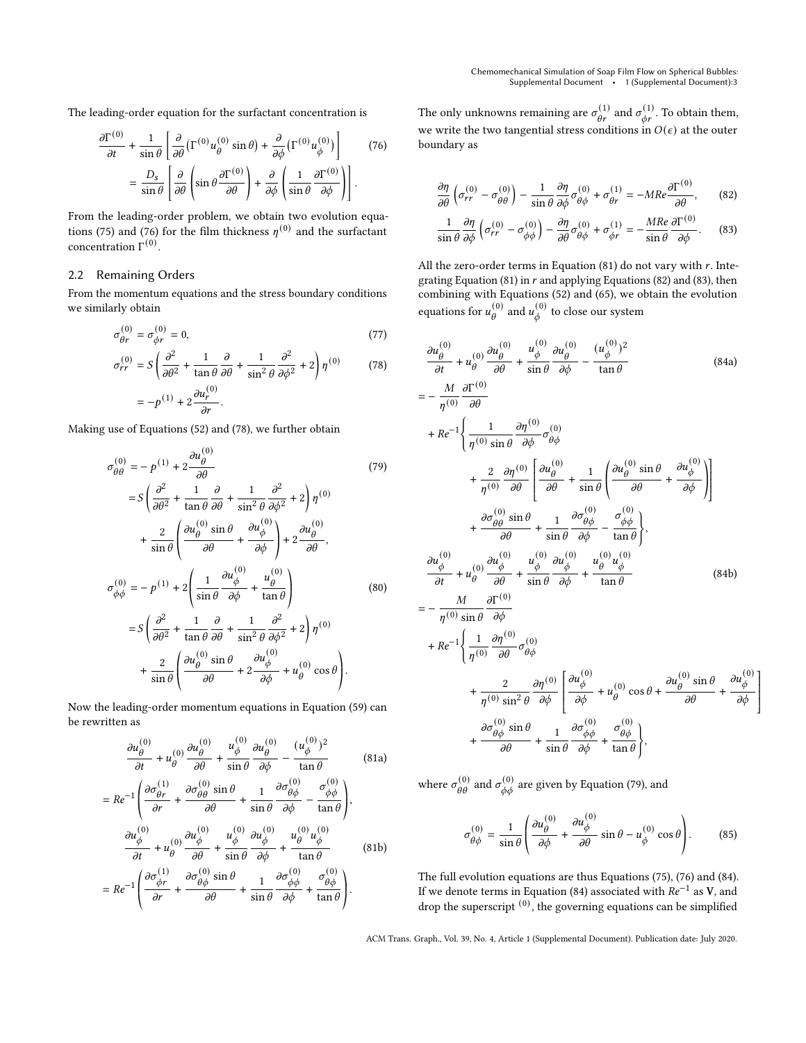The leading-order equation for the surfactant concentration is

$$\frac{\partial \Gamma^{(0)}}{\partial t} + \frac{1}{\sin\theta}\left[\frac{\partial}{\partial\theta}\left(\Gamma^{(0)} u_\theta^{(0)} \sin\theta\right) + \frac{\partial}{\partial\phi}\left(\Gamma^{(0)} u_\phi^{(0)}\right)\right] = \frac{D_s}{\sin\theta}\left[\frac{\partial}{\partial\theta}\left(\sin\theta \frac{\partial \Gamma^{(0)}}{\partial\theta}\right) + \frac{\partial}{\partial\phi}\left(\frac{1}{\sin\theta}\frac{\partial \Gamma^{(0)}}{\partial\phi}\right)\right]. \tag{76}$$

From the leading-order problem, we obtain two evolution equations (75) and (76) for the film thickness $\eta^{(0)}$ and the surfactant concentration $\Gamma^{(0)}$.

## 2.2 Remaining Orders

From the momentum equations and the stress boundary conditions we similarly obtain

$$\sigma_{\theta r}^{(0)} = \sigma_{\phi r}^{(0)} = 0, \tag{77}$$

$$\sigma_{rr}^{(0)} = S\left(\frac{\partial^2}{\partial\theta^2} + \frac{1}{\tan\theta}\frac{\partial}{\partial\theta} + \frac{1}{\sin^2\theta}\frac{\partial^2}{\partial\phi^2} + 2\right)\eta^{(0)} = -p^{(1)} + 2\frac{\partial u_r^{(0)}}{\partial r}. \tag{78}$$

Making use of Equations (52) and (78), we further obtain

$$\begin{aligned}
\sigma_{\theta\theta}^{(0)} &= -p^{(1)} + 2\frac{\partial u_\theta^{(0)}}{\partial\theta} \\
&= S\left(\frac{\partial^2}{\partial\theta^2} + \frac{1}{\tan\theta}\frac{\partial}{\partial\theta} + \frac{1}{\sin^2\theta}\frac{\partial^2}{\partial\phi^2} + 2\right)\eta^{(0)} \\
&\quad + \frac{2}{\sin\theta}\left(\frac{\partial u_\theta^{(0)}\sin\theta}{\partial\theta} + \frac{\partial u_\phi^{(0)}}{\partial\phi}\right) + 2\frac{\partial u_\theta^{(0)}}{\partial\theta},
\end{aligned} \tag{79}$$

$$\begin{aligned}
\sigma_{\phi\phi}^{(0)} &= -p^{(1)} + 2\left(\frac{1}{\sin\theta}\frac{\partial u_\phi^{(0)}}{\partial\phi} + \frac{u_\theta^{(0)}}{\tan\theta}\right) \\
&= S\left(\frac{\partial^2}{\partial\theta^2} + \frac{1}{\tan\theta}\frac{\partial}{\partial\theta} + \frac{1}{\sin^2\theta}\frac{\partial^2}{\partial\phi^2} + 2\right)\eta^{(0)} \\
&\quad + \frac{2}{\sin\theta}\left(\frac{\partial u_\theta^{(0)}\sin\theta}{\partial\theta} + 2\frac{\partial u_\phi^{(0)}}{\partial\phi} + u_\theta^{(0)}\cos\theta\right).
\end{aligned} \tag{80}$$

Now the leading-order momentum equations in Equation (59) can be rewritten as

$$\frac{\partial u_\theta^{(0)}}{\partial t} + u_\theta^{(0)}\frac{\partial u_\theta^{(0)}}{\partial\theta} + \frac{u_\phi^{(0)}}{\sin\theta}\frac{\partial u_\theta^{(0)}}{\partial\phi} - \frac{(u_\phi^{(0)})^2}{\tan\theta} = Re^{-1}\left(\frac{\partial\sigma_{\theta r}^{(1)}}{\partial r} + \frac{\partial\sigma_{\theta\theta}^{(0)}\sin\theta}{\partial\theta} + \frac{1}{\sin\theta}\frac{\partial\sigma_{\theta\phi}^{(0)}}{\partial\phi} - \frac{\sigma_{\phi\phi}^{(0)}}{\tan\theta}\right), \tag{81a}$$

$$\frac{\partial u_\phi^{(0)}}{\partial t} + u_\theta^{(0)}\frac{\partial u_\phi^{(0)}}{\partial\theta} + \frac{u_\phi^{(0)}}{\sin\theta}\frac{\partial u_\phi^{(0)}}{\partial\phi} + \frac{u_\theta^{(0)}u_\phi^{(0)}}{\tan\theta} = Re^{-1}\left(\frac{\partial\sigma_{\phi r}^{(1)}}{\partial r} + \frac{\partial\sigma_{\theta\phi}^{(0)}\sin\theta}{\partial\theta} + \frac{1}{\sin\theta}\frac{\partial\sigma_{\phi\phi}^{(0)}}{\partial\phi} + \frac{\sigma_{\theta\phi}^{(0)}}{\tan\theta}\right). \tag{81b}$$

The only unknowns remaining are $\sigma_{\theta r}^{(1)}$ and $\sigma_{\phi r}^{(1)}$. To obtain them, we write the two tangential stress conditions in $O(\epsilon)$ at the outer boundary as

$$\frac{\partial\eta}{\partial\theta}\left(\sigma_{rr}^{(0)} - \sigma_{\theta\theta}^{(0)}\right) - \frac{1}{\sin\theta}\frac{\partial\eta}{\partial\phi}\sigma_{\theta\phi}^{(0)} + \sigma_{\theta r}^{(1)} = -MRe\frac{\partial\Gamma^{(0)}}{\partial\theta}, \tag{82}$$

$$\frac{1}{\sin\theta}\frac{\partial\eta}{\partial\phi}\left(\sigma_{rr}^{(0)} - \sigma_{\phi\phi}^{(0)}\right) - \frac{\partial\eta}{\partial\theta}\sigma_{\theta\phi}^{(0)} + \sigma_{\phi r}^{(1)} = -\frac{MRe}{\sin\theta}\frac{\partial\Gamma^{(0)}}{\partial\phi}. \tag{83}$$

All the zero-order terms in Equation (81) do not vary with $r$. Integrating Equation (81) in $r$ and applying Equations (82) and (83), then combining with Equations (52) and (65), we obtain the evolution equations for $u_\theta^{(0)}$ and $u_\phi^{(0)}$ to close our system

$$\begin{aligned}
&\frac{\partial u_\theta^{(0)}}{\partial t} + u_\theta^{(0)}\frac{\partial u_\theta^{(0)}}{\partial\theta} + \frac{u_\phi^{(0)}}{\sin\theta}\frac{\partial u_\theta^{(0)}}{\partial\phi} - \frac{(u_\phi^{(0)})^2}{\tan\theta} \\
&= -\frac{M}{\eta^{(0)}}\frac{\partial\Gamma^{(0)}}{\partial\theta} \\
&\quad + Re^{-1}\Bigg\{\frac{1}{\eta^{(0)}\sin\theta}\frac{\partial\eta^{(0)}}{\partial\phi}\sigma_{\theta\phi}^{(0)} \\
&\qquad + \frac{2}{\eta^{(0)}}\frac{\partial\eta^{(0)}}{\partial\theta}\left[\frac{\partial u_\theta^{(0)}}{\partial\theta} + \frac{1}{\sin\theta}\left(\frac{\partial u_\theta^{(0)}\sin\theta}{\partial\theta} + \frac{\partial u_\phi^{(0)}}{\partial\phi}\right)\right] \\
&\qquad + \frac{\partial\sigma_{\theta\theta}^{(0)}\sin\theta}{\partial\theta} + \frac{1}{\sin\theta}\frac{\partial\sigma_{\theta\phi}^{(0)}}{\partial\phi} - \frac{\sigma_{\phi\phi}^{(0)}}{\tan\theta}\Bigg\},
\end{aligned} \tag{84a}$$

$$\begin{aligned}
&\frac{\partial u_\phi^{(0)}}{\partial t} + u_\theta^{(0)}\frac{\partial u_\phi^{(0)}}{\partial\theta} + \frac{u_\phi^{(0)}}{\sin\theta}\frac{\partial u_\phi^{(0)}}{\partial\phi} + \frac{u_\theta^{(0)}u_\phi^{(0)}}{\tan\theta} \\
&= -\frac{M}{\eta^{(0)}\sin\theta}\frac{\partial\Gamma^{(0)}}{\partial\phi} \\
&\quad + Re^{-1}\Bigg\{\frac{1}{\eta^{(0)}}\frac{\partial\eta^{(0)}}{\partial\theta}\sigma_{\theta\phi}^{(0)} \\
&\qquad + \frac{2}{\eta^{(0)}\sin^2\theta}\frac{\partial\eta^{(0)}}{\partial\phi}\left[\frac{\partial u_\phi^{(0)}}{\partial\phi} + u_\theta^{(0)}\cos\theta + \frac{\partial u_\theta^{(0)}\sin\theta}{\partial\theta} + \frac{\partial u_\phi^{(0)}}{\partial\phi}\right] \\
&\qquad + \frac{\partial\sigma_{\theta\phi}^{(0)}\sin\theta}{\partial\theta} + \frac{1}{\sin\theta}\frac{\partial\sigma_{\phi\phi}^{(0)}}{\partial\phi} + \frac{\sigma_{\theta\phi}^{(0)}}{\tan\theta}\Bigg\},
\end{aligned} \tag{84b}$$

where $\sigma_{\theta\theta}^{(0)}$ and $\sigma_{\phi\phi}^{(0)}$ are given by Equation (79), and

$$\sigma_{\theta\phi}^{(0)} = \frac{1}{\sin\theta}\left(\frac{\partial u_\theta^{(0)}}{\partial\phi} + \frac{\partial u_\phi^{(0)}}{\partial\theta}\sin\theta - u_\phi^{(0)}\cos\theta\right). \tag{85}$$

The full evolution equations are thus Equations (75), (76) and (84). If we denote terms in Equation (84) associated with $Re^{-1}$ as $\mathbf{V}$, and drop the superscript $^{(0)}$, the governing equations can be simplified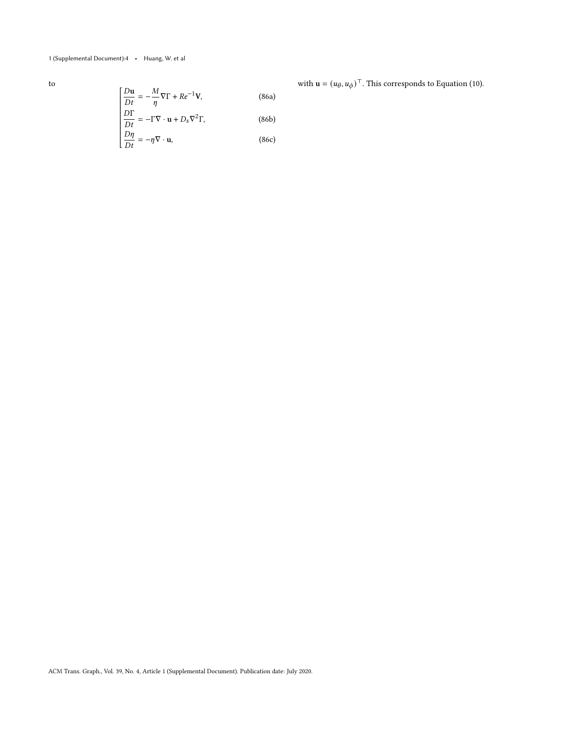to

$$
\begin{cases}
\dfrac{D\mathbf{u}}{Dt} = -\dfrac{M}{\eta}\nabla\Gamma + Re^{-1}\mathbf{V}, & (86a)\\[2ex]
\dfrac{D\Gamma}{Dt} = -\Gamma\nabla\cdot\mathbf{u} + D_s\nabla^2\Gamma, & (86b)\\[2ex]
\dfrac{D\eta}{Dt} = -\eta\nabla\cdot\mathbf{u}, & (86c)
\end{cases}
$$

with $\mathbf{u} = (u_\theta, u_\phi)^\top$. This corresponds to Equation (10).